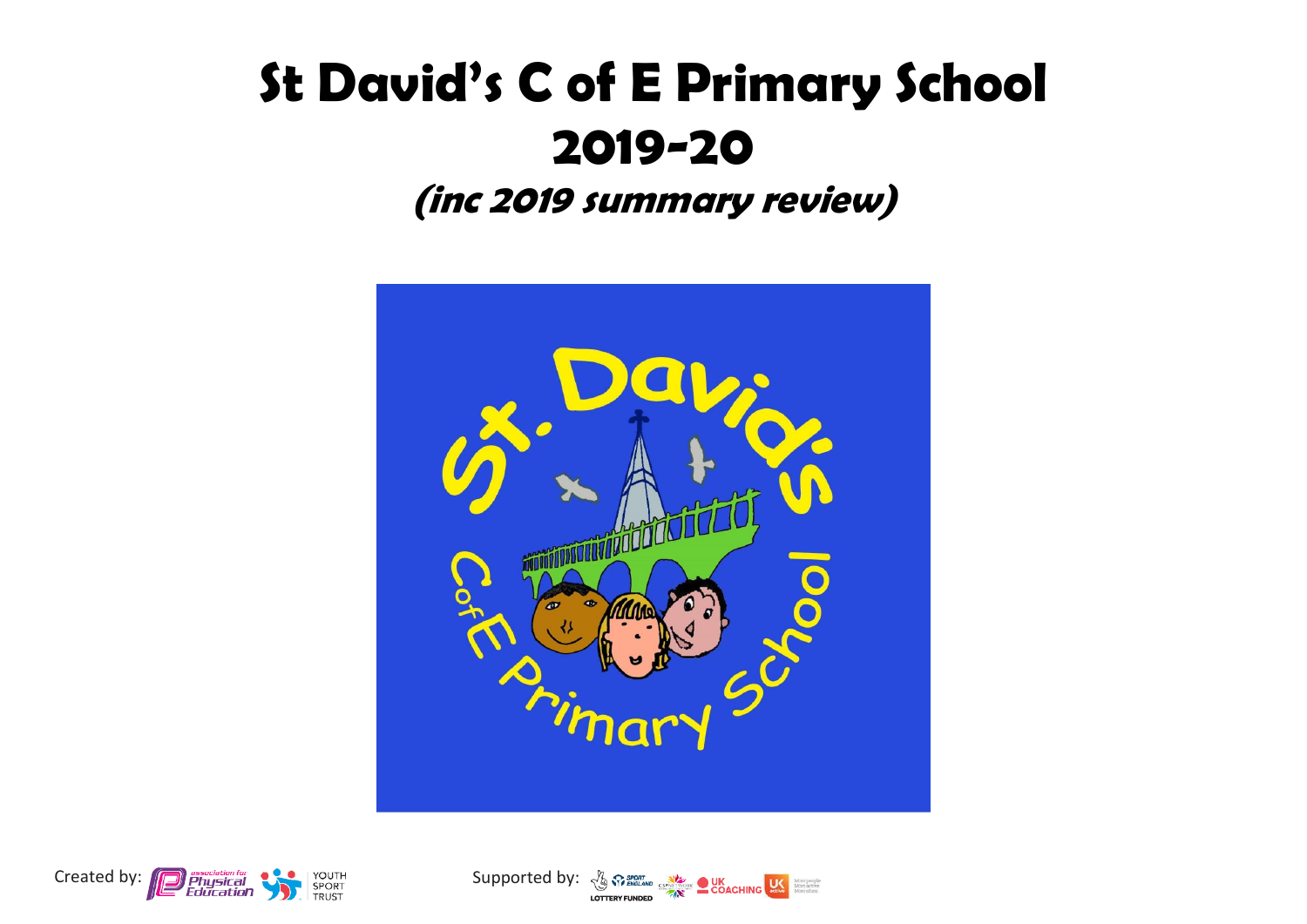# St David's C of E Primary School 2019-20

## *(inc 2019 summary review)*

Created by: association for Physical Education, Youth Sport Trust

Supported by: Sport England, Lottery Funded, CSP Network, UK Coaching, UK Active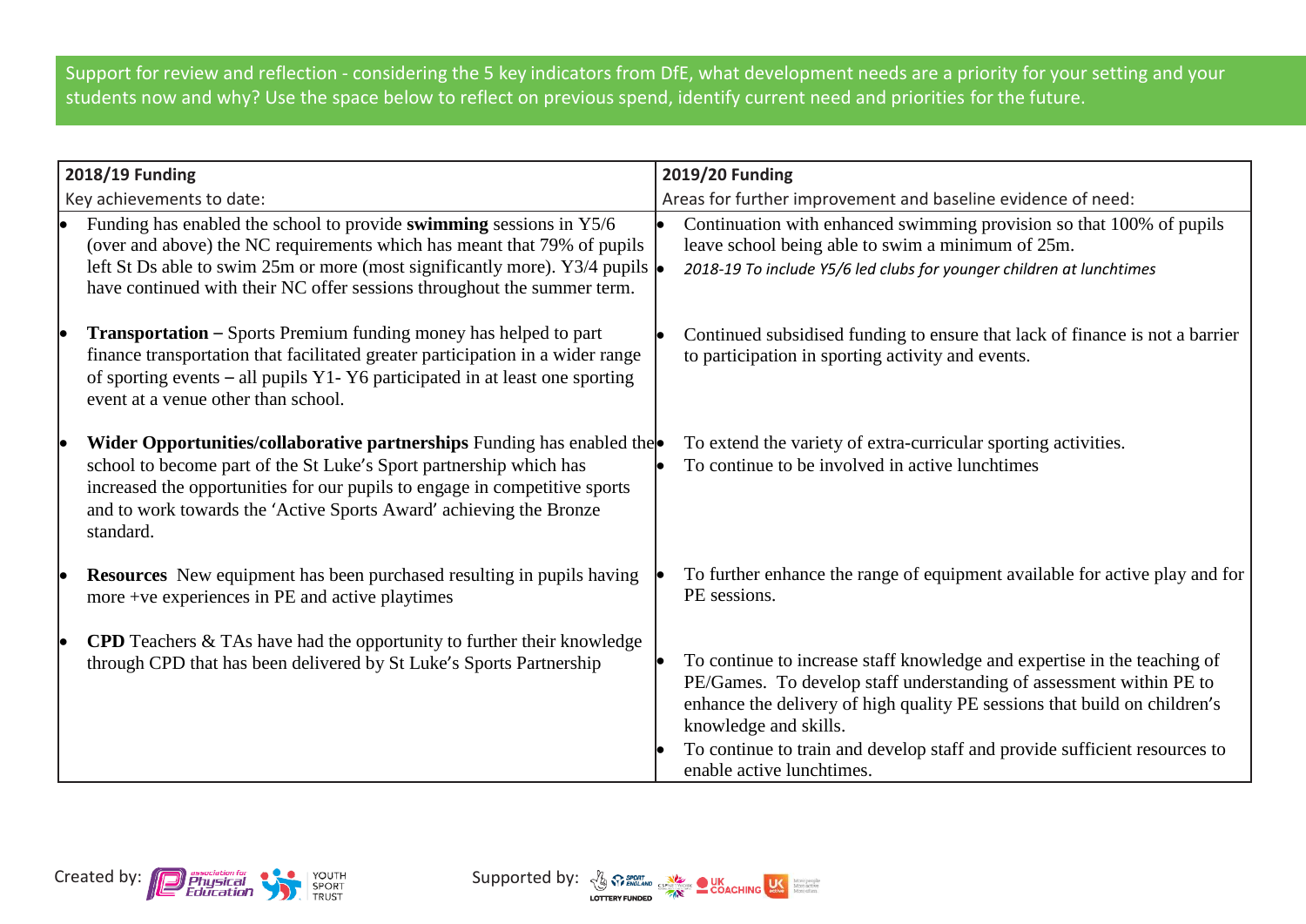Support for review and reflection - considering the 5 key indicators from DfE, what development needs are a priority for your setting and your students now and why? Use the space below to reflect on previous spend, identify current need and priorities for the future.

| **2018/19 Funding**<br>Key achievements to date: | **2019/20 Funding**<br>Areas for further improvement and baseline evidence of need: |
|---|---|
| • Funding has enabled the school to provide **swimming** sessions in Y5/6 (over and above) the NC requirements which has meant that 79% of pupils left St Ds able to swim 25m or more (most significantly more). Y3/4 pupils have continued with their NC offer sessions throughout the summer term. | • Continuation with enhanced swimming provision so that 100% of pupils leave school being able to swim a minimum of 25m.<br>• *2018-19 To include Y5/6 led clubs for younger children at lunchtimes* |
| • **Transportation** – Sports Premium funding money has helped to part finance transportation that facilitated greater participation in a wider range of sporting events – all pupils Y1- Y6 participated in at least one sporting event at a venue other than school. | • Continued subsidised funding to ensure that lack of finance is not a barrier to participation in sporting activity and events. |
| • **Wider Opportunities/collaborative partnerships** Funding has enabled the school to become part of the St Luke's Sport partnership which has increased the opportunities for our pupils to engage in competitive sports and to work towards the 'Active Sports Award' achieving the Bronze standard. | • To extend the variety of extra-curricular sporting activities.<br>• To continue to be involved in active lunchtimes |
| • **Resources** New equipment has been purchased resulting in pupils having more +ve experiences in PE and active playtimes | • To further enhance the range of equipment available for active play and for PE sessions. |
| • **CPD** Teachers & TAs have had the opportunity to further their knowledge through CPD that has been delivered by St Luke's Sports Partnership | • To continue to increase staff knowledge and expertise in the teaching of PE/Games. To develop staff understanding of assessment within PE to enhance the delivery of high quality PE sessions that build on children's knowledge and skills.<br>• To continue to train and develop staff and provide sufficient resources to enable active lunchtimes. |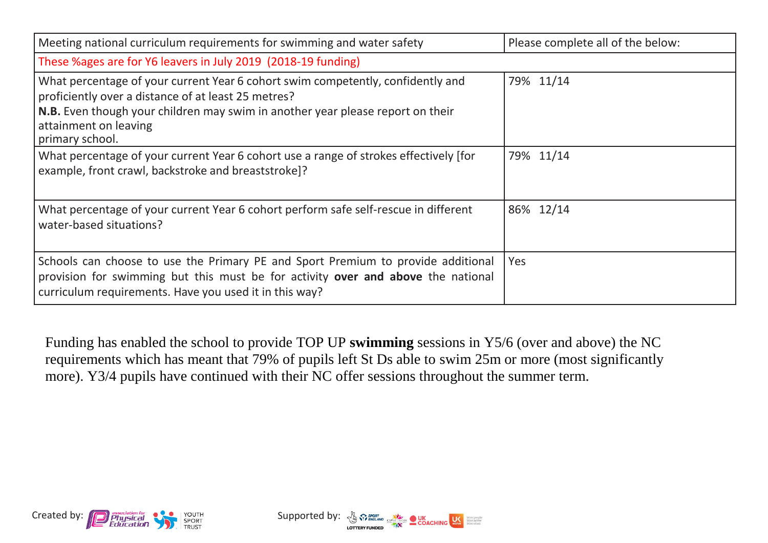| Meeting national curriculum requirements for swimming and water safety | Please complete all of the below: |
|---|---|
| These %ages are for Y6 leavers in July 2019 (2018-19 funding) | |
| What percentage of your current Year 6 cohort swim competently, confidently and proficiently over a distance of at least 25 metres? **N.B.** Even though your children may swim in another year please report on their attainment on leaving primary school. | 79% 11/14 |
| What percentage of your current Year 6 cohort use a range of strokes effectively [for example, front crawl, backstroke and breaststroke]? | 79% 11/14 |
| What percentage of your current Year 6 cohort perform safe self-rescue in different water-based situations? | 86% 12/14 |
| Schools can choose to use the Primary PE and Sport Premium to provide additional provision for swimming but this must be for activity **over and above** the national curriculum requirements. Have you used it in this way? | Yes |

Funding has enabled the school to provide TOP UP **swimming** sessions in Y5/6 (over and above) the NC requirements which has meant that 79% of pupils left St Ds able to swim 25m or more (most significantly more). Y3/4 pupils have continued with their NC offer sessions throughout the summer term.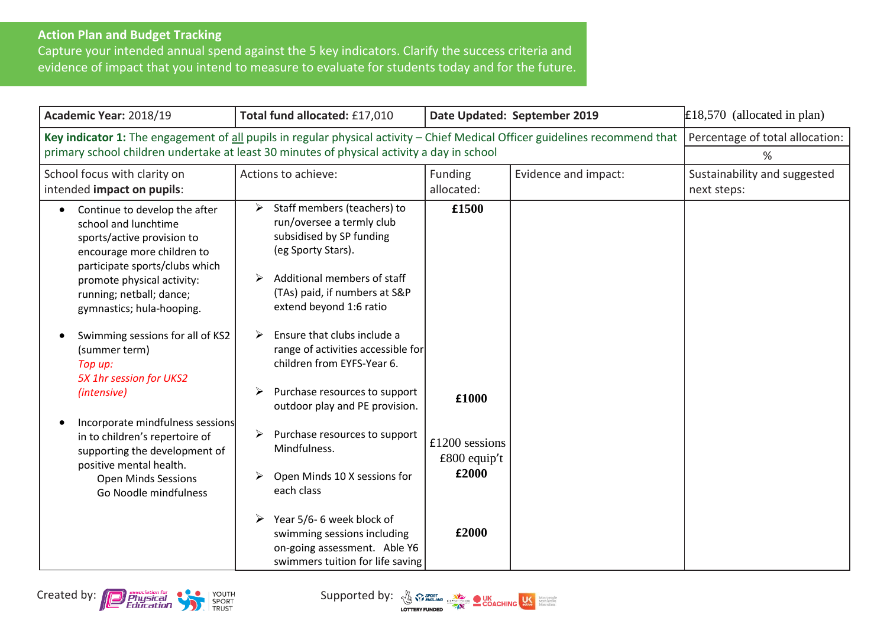## Action Plan and Budget Tracking

Capture your intended annual spend against the 5 key indicators. Clarify the success criteria and evidence of impact that you intend to measure to evaluate for students today and for the future.

| **Academic Year:** 2018/19 | **Total fund allocated:** £17,010 | **Date Updated: September 2019** | | £18,570 (allocated in plan) |
|---|---|---|---|---|
| **Key indicator 1:** The engagement of <u>all</u> pupils in regular physical activity – Chief Medical Officer guidelines recommend that primary school children undertake at least 30 minutes of physical activity a day in school | | | | Percentage of total allocation: %|
| School focus with clarity on intended **impact on pupils**: | Actions to achieve: | Funding allocated: | Evidence and impact: | Sustainability and suggested next steps: |
| • Continue to develop the after school and lunchtime sports/active provision to encourage more children to participate sports/clubs which promote physical activity: running; netball; dance; gymnastics; hula-hooping.<br><br>• Swimming sessions for all of KS2 (summer term)<br>*Top up:*<br>*5X 1hr session for UKS2 (intensive)*<br><br>• Incorporate mindfulness sessions in to children's repertoire of supporting the development of positive mental health.<br>Open Minds Sessions<br>Go Noodle mindfulness | ➢ Staff members (teachers) to run/oversee a termly club subsidised by SP funding (eg Sporty Stars).<br><br>➢ Additional members of staff (TAs) paid, if numbers at S&P extend beyond 1:6 ratio<br><br>➢ Ensure that clubs include a range of activities accessible for children from EYFS-Year 6.<br><br>➢ Purchase resources to support outdoor play and PE provision.<br><br>➢ Purchase resources to support Mindfulness.<br><br>➢ Open Minds 10 X sessions for each class<br><br>➢ Year 5/6- 6 week block of swimming sessions including on-going assessment. Able Y6 swimmers tuition for life saving | **£1500**<br><br><br><br><br><br><br><br>**£1000**<br><br>£1200 sessions<br>£800 equip't<br>**£2000**<br><br><br>**£2000** | | |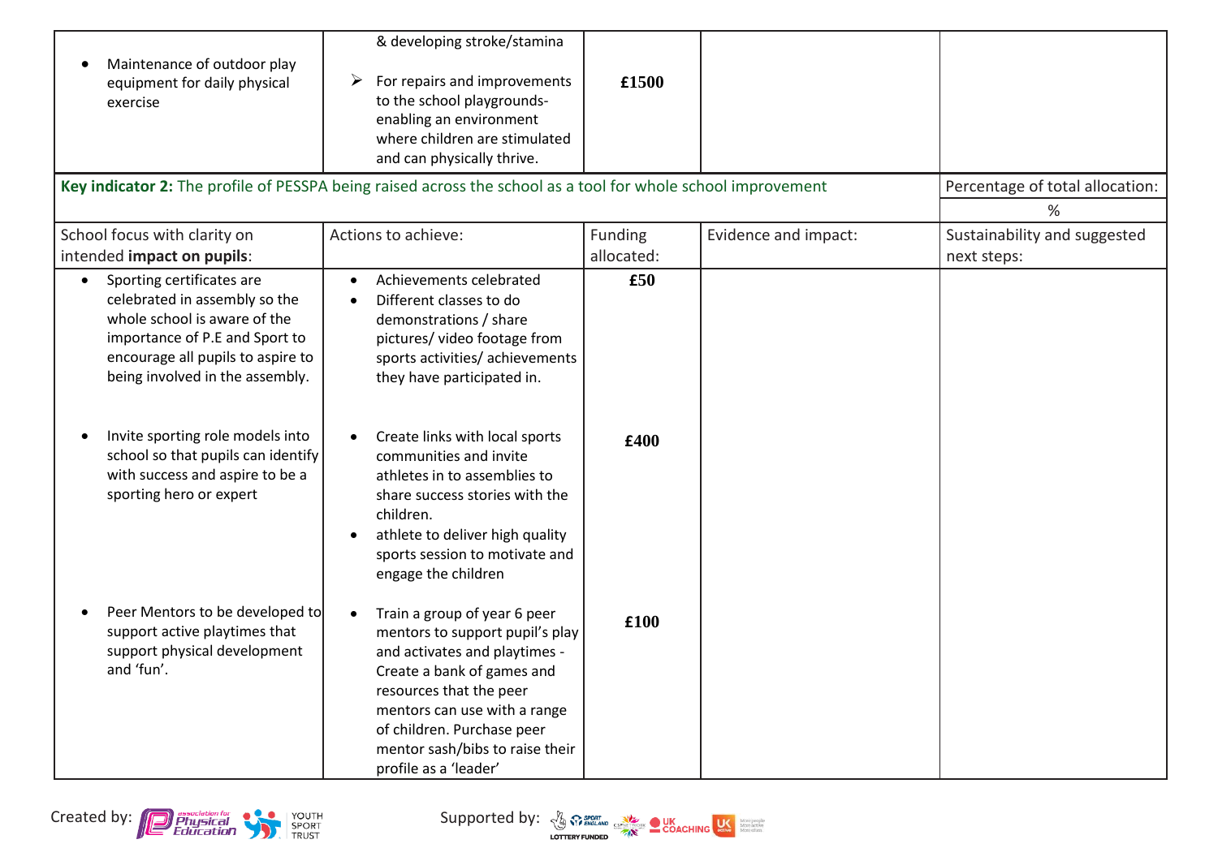| | | | | |
|---|---|---|---|---|
| • Maintenance of outdoor play equipment for daily physical exercise | & developing stroke/stamina<br>➢ For repairs and improvements to the school playgrounds- enabling an environment where children are stimulated and can physically thrive. | **£1500** | | |

| **Key indicator 2:** The profile of PESSPA being raised across the school as a tool for whole school improvement | | | | Percentage of total allocation: |
|---|---|---|---|---|
| | | | | % |
| School focus with clarity on intended **impact on pupils**: | Actions to achieve: | Funding allocated: | Evidence and impact: | Sustainability and suggested next steps: |
| • Sporting certificates are celebrated in assembly so the whole school is aware of the importance of P.E and Sport to encourage all pupils to aspire to being involved in the assembly. | • Achievements celebrated<br>• Different classes to do demonstrations / share pictures/ video footage from sports activities/ achievements they have participated in. | **£50** | | |
| • Invite sporting role models into school so that pupils can identify with success and aspire to be a sporting hero or expert | • Create links with local sports communities and invite athletes in to assemblies to share success stories with the children.<br>• athlete to deliver high quality sports session to motivate and engage the children | **£400** | | |
| • Peer Mentors to be developed to support active playtimes that support physical development and 'fun'. | • Train a group of year 6 peer mentors to support pupil's play and activates and playtimes - Create a bank of games and resources that the peer mentors can use with a range of children. Purchase peer mentor sash/bibs to raise their profile as a 'leader' | **£100** | | |

Created by: association for Physical Education, Youth Sport Trust

Supported by: Sport England, CSPNetwork, UK Coaching, UK Active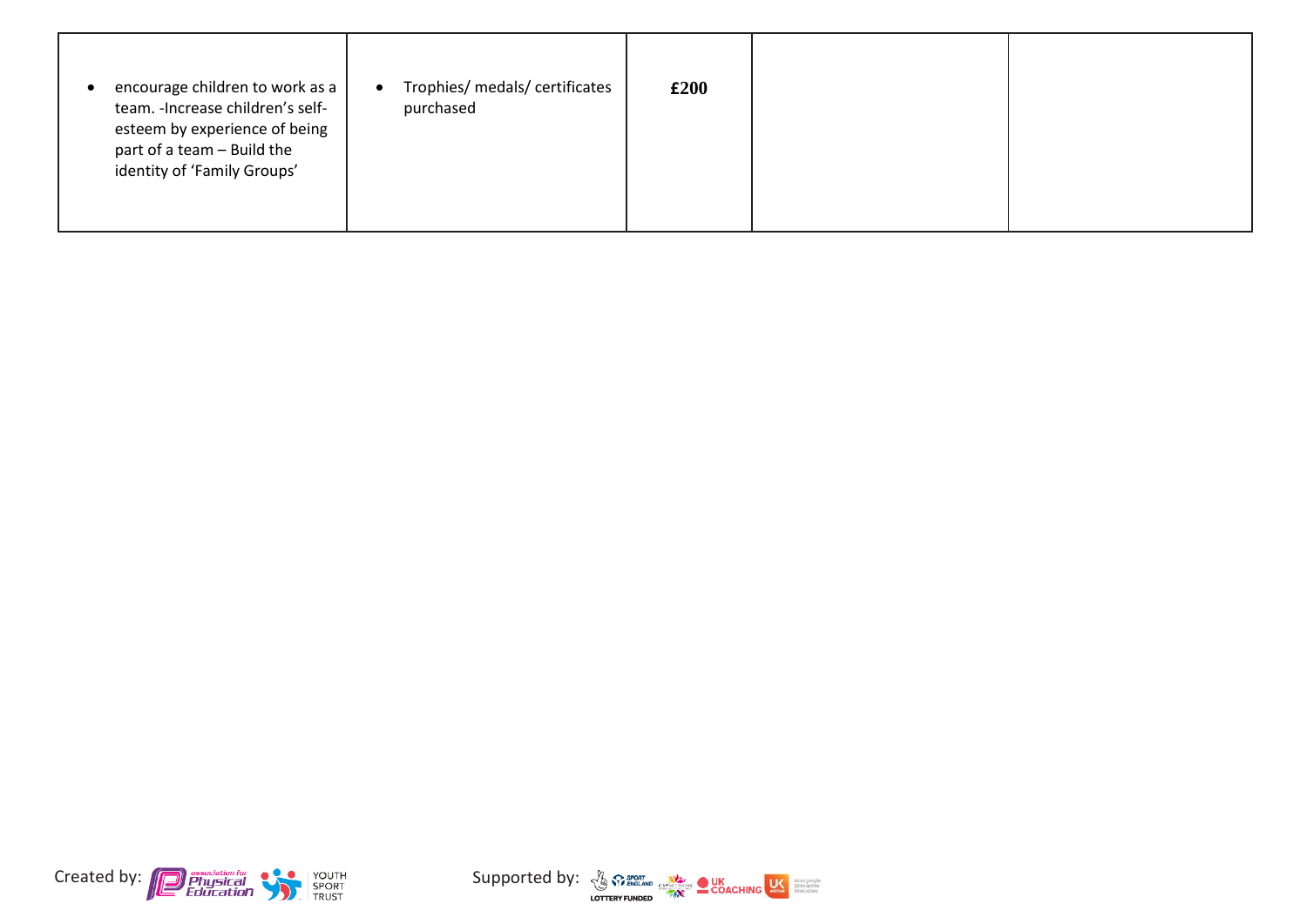| | | | | |
|---|---|---|---|---|
| • encourage children to work as a team. -Increase children's self-esteem by experience of being part of a team – Build the identity of 'Family Groups' | • Trophies/ medals/ certificates purchased | **£200** | | |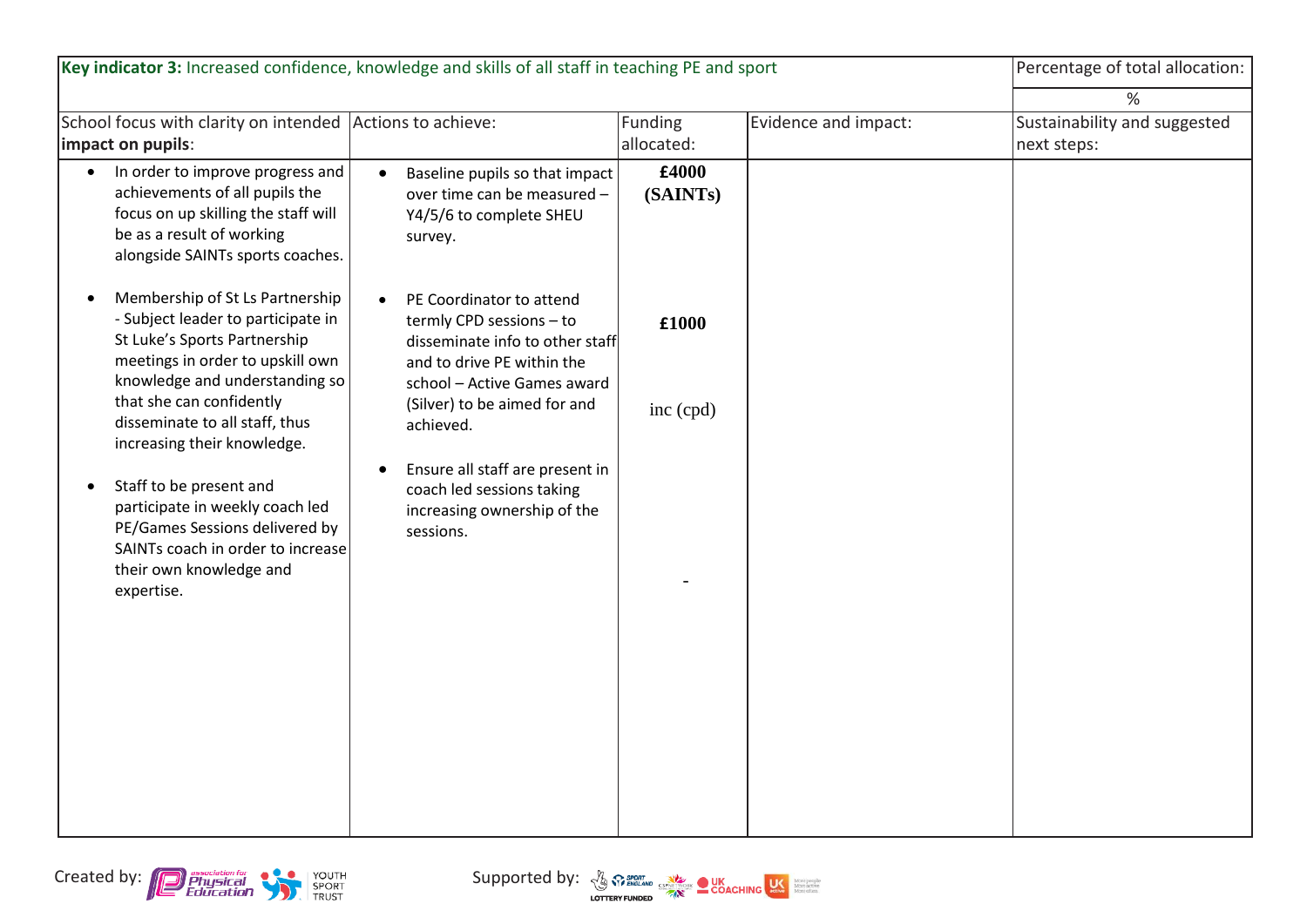| **Key indicator 3:** Increased confidence, knowledge and skills of all staff in teaching PE and sport | | | | Percentage of total allocation: |
| --- | --- | --- | --- | --- |
| | | | | % |
| School focus with clarity on intended **impact on pupils**: | Actions to achieve: | Funding allocated: | Evidence and impact: | Sustainability and suggested next steps: |
| <ul><li>In order to improve progress and achievements of all pupils the focus on up skilling the staff will be as a result of working alongside SAINTs sports coaches.</li><li>Membership of St Ls Partnership - Subject leader to participate in St Luke's Sports Partnership meetings in order to upskill own knowledge and understanding so that she can confidently disseminate to all staff, thus increasing their knowledge.</li><li>Staff to be present and participate in weekly coach led PE/Games Sessions delivered by SAINTs coach in order to increase their own knowledge and expertise.</li></ul> | <ul><li>Baseline pupils so that impact over time can be measured – Y4/5/6 to complete SHEU survey.</li><li>PE Coordinator to attend termly CPD sessions – to disseminate info to other staff and to drive PE within the school – Active Games award (Silver) to be aimed for and achieved.</li><li>Ensure all staff are present in coach led sessions taking increasing ownership of the sessions.</li></ul> | **£4000 (SAINTs)**<br><br>**£1000**<br><br>inc (cpd)<br><br>- | | |

Created by: Association for Physical Education, Youth Sport Trust

Supported by: Sport England, Lottery Funded, CSPNetwork, UK Coaching, UK Active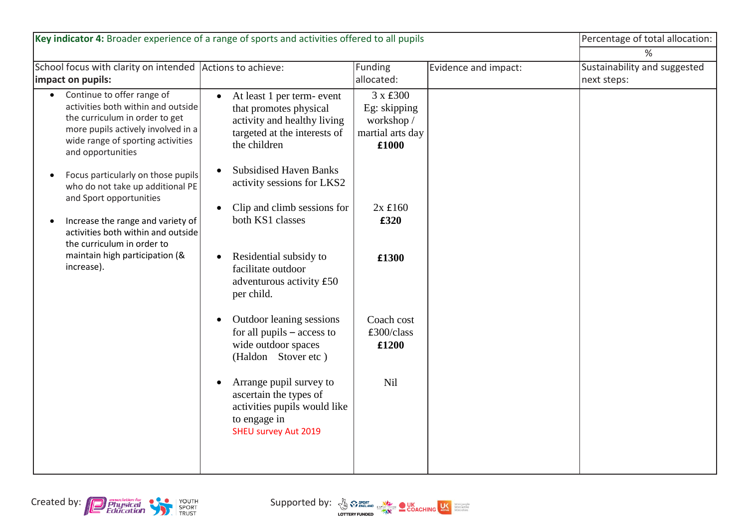| **Key indicator 4:** Broader experience of a range of sports and activities offered to all pupils | | | | Percentage of total allocation: |
|---|---|---|---|---|
| | | | | % |
| School focus with clarity on intended **impact on pupils:** | Actions to achieve: | Funding allocated: | Evidence and impact: | Sustainability and suggested next steps: |
| • Continue to offer range of activities both within and outside the curriculum in order to get more pupils actively involved in a wide range of sporting activities and opportunities<br><br>• Focus particularly on those pupils who do not take up additional PE and Sport opportunities<br><br>• Increase the range and variety of activities both within and outside the curriculum in order to maintain high participation (& increase). | • At least 1 per term- event that promotes physical activity and healthy living targeted at the interests of the children<br><br>• Subsidised Haven Banks activity sessions for LKS2<br><br>• Clip and climb sessions for both KS1 classes<br><br>• Residential subsidy to facilitate outdoor adventurous activity £50 per child.<br><br>• Outdoor leaning sessions for all pupils – access to wide outdoor spaces (Haldon Stover etc )<br><br>• Arrange pupil survey to ascertain the types of activities pupils would like to engage in<br>SHEU survey Aut 2019 | 3 x £300<br>Eg: skipping workshop / martial arts day<br>**£1000**<br><br><br><br>2x £160<br>**£320**<br><br>**£1300**<br><br>Coach cost<br>£300/class<br>**£1200**<br><br>Nil | | |

Created by: Association for Physical Education, Youth Sport Trust

Supported by: Sport England, Lottery Funded, CSPN, UK Coaching, UK Active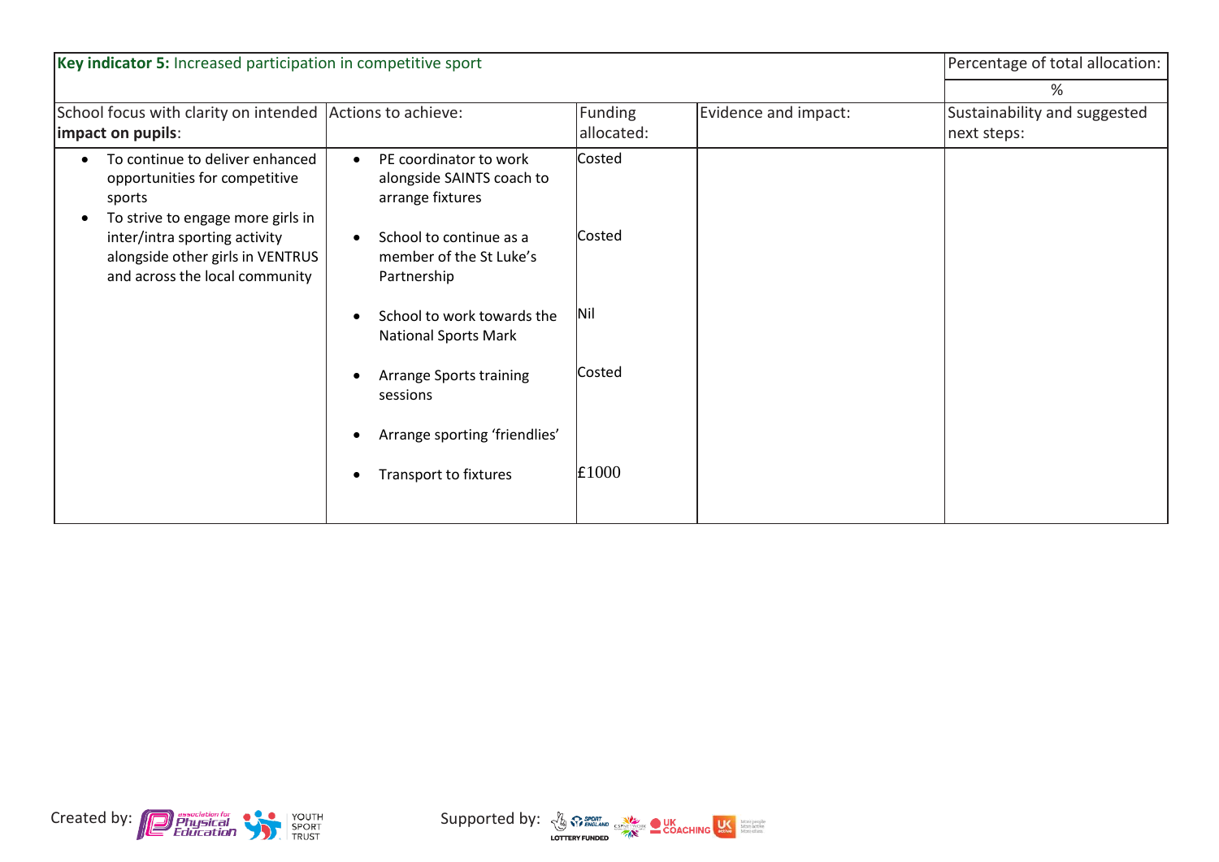| **Key indicator 5:** Increased participation in competitive sport | | | | Percentage of total allocation: |
|---|---|---|---|---|
| | | | | % |
| School focus with clarity on intended **impact on pupils**: | Actions to achieve: | Funding allocated: | Evidence and impact: | Sustainability and suggested next steps: |
| • To continue to deliver enhanced opportunities for competitive sports<br>• To strive to engage more girls in inter/intra sporting activity alongside other girls in VENTRUS and across the local community | • PE coordinator to work alongside SAINTS coach to arrange fixtures<br>• School to continue as a member of the St Luke's Partnership<br>• School to work towards the National Sports Mark<br>• Arrange Sports training sessions<br>• Arrange sporting 'friendlies'<br>• Transport to fixtures | Costed<br>Costed<br>Nil<br>Costed<br><br>£1000 | | |

Created by: Association for Physical Education, Youth Sport Trust

Supported by: Sport England, Lottery Funded, CSPN, UK Coaching, UK Active